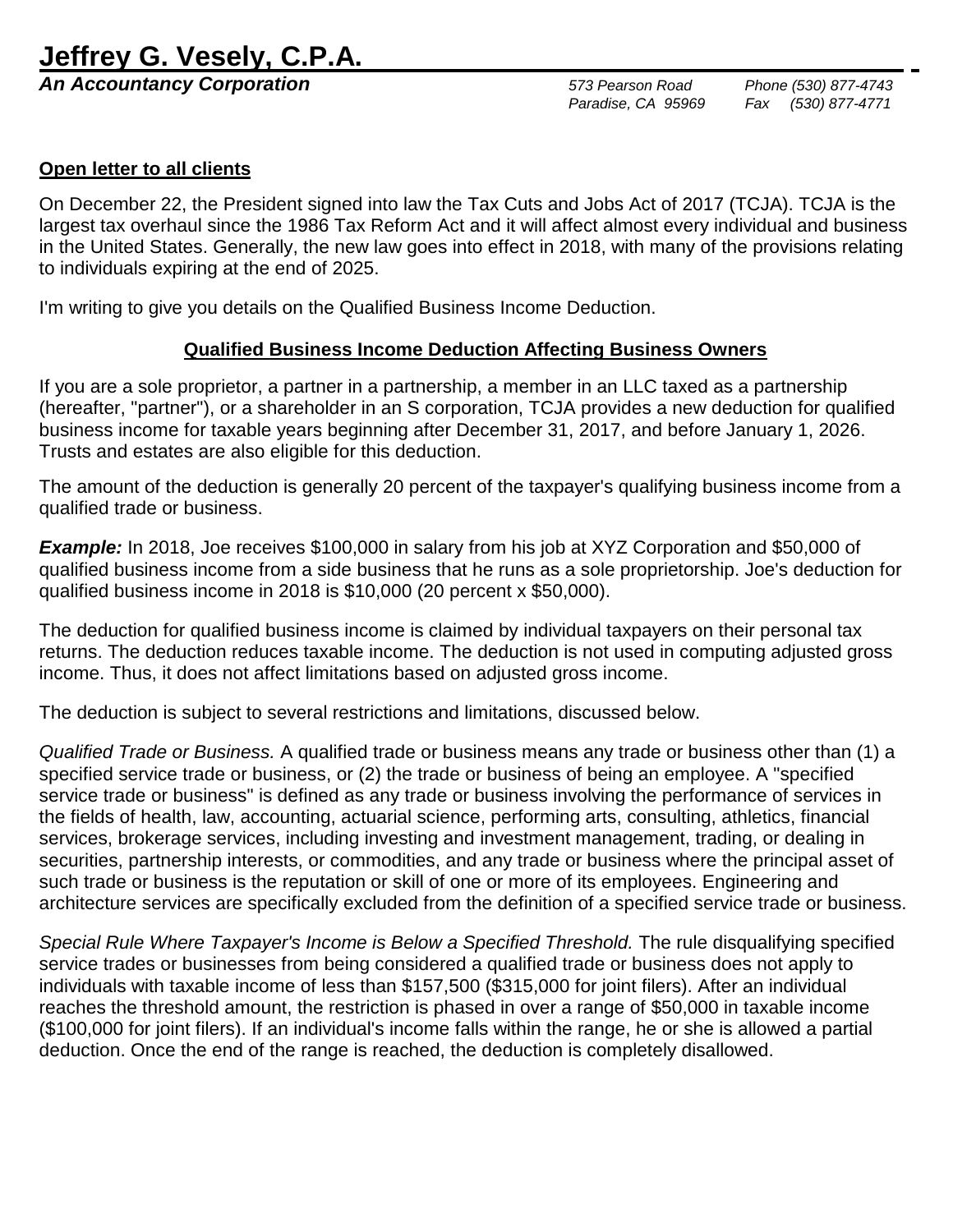# Jeffrey G. Vesely, C.P.A.

***An Accountancy Corporation***

*573 Pearson Road*
*Paradise, CA 95969*

*Phone (530) 877-4743*
*Fax (530) 877-4771*

**Open letter to all clients**

On December 22, the President signed into law the Tax Cuts and Jobs Act of 2017 (TCJA). TCJA is the largest tax overhaul since the 1986 Tax Reform Act and it will affect almost every individual and business in the United States. Generally, the new law goes into effect in 2018, with many of the provisions relating to individuals expiring at the end of 2025.

I'm writing to give you details on the Qualified Business Income Deduction.

## Qualified Business Income Deduction Affecting Business Owners

If you are a sole proprietor, a partner in a partnership, a member in an LLC taxed as a partnership (hereafter, "partner"), or a shareholder in an S corporation, TCJA provides a new deduction for qualified business income for taxable years beginning after December 31, 2017, and before January 1, 2026. Trusts and estates are also eligible for this deduction.

The amount of the deduction is generally 20 percent of the taxpayer's qualifying business income from a qualified trade or business.

***Example:*** In 2018, Joe receives $100,000 in salary from his job at XYZ Corporation and $50,000 of qualified business income from a side business that he runs as a sole proprietorship. Joe's deduction for qualified business income in 2018 is $10,000 (20 percent x $50,000).

The deduction for qualified business income is claimed by individual taxpayers on their personal tax returns. The deduction reduces taxable income. The deduction is not used in computing adjusted gross income. Thus, it does not affect limitations based on adjusted gross income.

The deduction is subject to several restrictions and limitations, discussed below.

*Qualified Trade or Business.* A qualified trade or business means any trade or business other than (1) a specified service trade or business, or (2) the trade or business of being an employee. A "specified service trade or business" is defined as any trade or business involving the performance of services in the fields of health, law, accounting, actuarial science, performing arts, consulting, athletics, financial services, brokerage services, including investing and investment management, trading, or dealing in securities, partnership interests, or commodities, and any trade or business where the principal asset of such trade or business is the reputation or skill of one or more of its employees. Engineering and architecture services are specifically excluded from the definition of a specified service trade or business.

*Special Rule Where Taxpayer's Income is Below a Specified Threshold.* The rule disqualifying specified service trades or businesses from being considered a qualified trade or business does not apply to individuals with taxable income of less than $157,500 ($315,000 for joint filers). After an individual reaches the threshold amount, the restriction is phased in over a range of $50,000 in taxable income ($100,000 for joint filers). If an individual's income falls within the range, he or she is allowed a partial deduction. Once the end of the range is reached, the deduction is completely disallowed.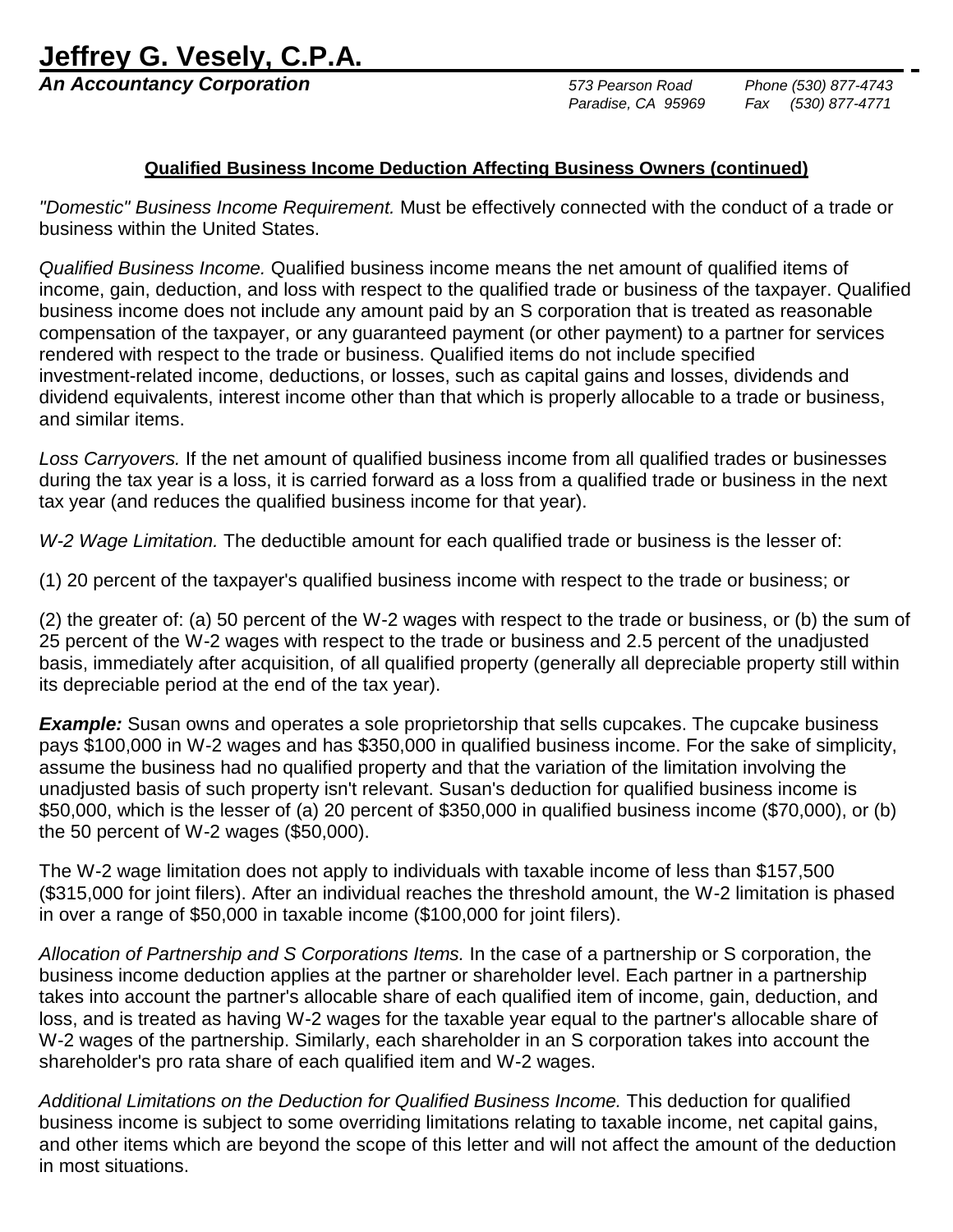**Qualified Business Income Deduction Affecting Business Owners (continued)**

*"Domestic" Business Income Requirement.* Must be effectively connected with the conduct of a trade or business within the United States.

*Qualified Business Income.* Qualified business income means the net amount of qualified items of income, gain, deduction, and loss with respect to the qualified trade or business of the taxpayer. Qualified business income does not include any amount paid by an S corporation that is treated as reasonable compensation of the taxpayer, or any guaranteed payment (or other payment) to a partner for services rendered with respect to the trade or business. Qualified items do not include specified investment-related income, deductions, or losses, such as capital gains and losses, dividends and dividend equivalents, interest income other than that which is properly allocable to a trade or business, and similar items.

*Loss Carryovers.* If the net amount of qualified business income from all qualified trades or businesses during the tax year is a loss, it is carried forward as a loss from a qualified trade or business in the next tax year (and reduces the qualified business income for that year).

*W-2 Wage Limitation.* The deductible amount for each qualified trade or business is the lesser of:

(1) 20 percent of the taxpayer's qualified business income with respect to the trade or business; or

(2) the greater of: (a) 50 percent of the W-2 wages with respect to the trade or business, or (b) the sum of 25 percent of the W-2 wages with respect to the trade or business and 2.5 percent of the unadjusted basis, immediately after acquisition, of all qualified property (generally all depreciable property still within its depreciable period at the end of the tax year).

***Example:*** Susan owns and operates a sole proprietorship that sells cupcakes. The cupcake business pays $100,000 in W-2 wages and has $350,000 in qualified business income. For the sake of simplicity, assume the business had no qualified property and that the variation of the limitation involving the unadjusted basis of such property isn't relevant. Susan's deduction for qualified business income is $50,000, which is the lesser of (a) 20 percent of $350,000 in qualified business income ($70,000), or (b) the 50 percent of W-2 wages ($50,000).

The W-2 wage limitation does not apply to individuals with taxable income of less than $157,500 ($315,000 for joint filers). After an individual reaches the threshold amount, the W-2 limitation is phased in over a range of $50,000 in taxable income ($100,000 for joint filers).

*Allocation of Partnership and S Corporations Items.* In the case of a partnership or S corporation, the business income deduction applies at the partner or shareholder level. Each partner in a partnership takes into account the partner's allocable share of each qualified item of income, gain, deduction, and loss, and is treated as having W-2 wages for the taxable year equal to the partner's allocable share of W-2 wages of the partnership. Similarly, each shareholder in an S corporation takes into account the shareholder's pro rata share of each qualified item and W-2 wages.

*Additional Limitations on the Deduction for Qualified Business Income.* This deduction for qualified business income is subject to some overriding limitations relating to taxable income, net capital gains, and other items which are beyond the scope of this letter and will not affect the amount of the deduction in most situations.